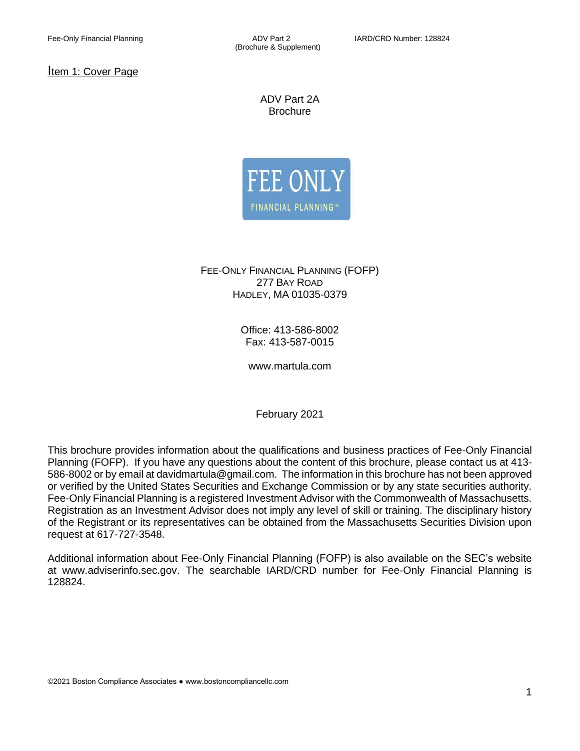## Item 1: Cover Page

ADV Part 2A
Brochure

FEE ONLY
FINANCIAL PLANNING™

FEE-ONLY FINANCIAL PLANNING (FOFP)
277 BAY ROAD
HADLEY, MA 01035-0379

Office: 413-586-8002
Fax: 413-587-0015

www.martula.com

February 2021

This brochure provides information about the qualifications and business practices of Fee-Only Financial Planning (FOFP). If you have any questions about the content of this brochure, please contact us at 413-586-8002 or by email at davidmartula@gmail.com. The information in this brochure has not been approved or verified by the United States Securities and Exchange Commission or by any state securities authority. Fee-Only Financial Planning is a registered Investment Advisor with the Commonwealth of Massachusetts. Registration as an Investment Advisor does not imply any level of skill or training. The disciplinary history of the Registrant or its representatives can be obtained from the Massachusetts Securities Division upon request at 617-727-3548.

Additional information about Fee-Only Financial Planning (FOFP) is also available on the SEC's website at www.adviserinfo.sec.gov. The searchable IARD/CRD number for Fee-Only Financial Planning is 128824.

©2021 Boston Compliance Associates ● www.bostoncompliancellc.com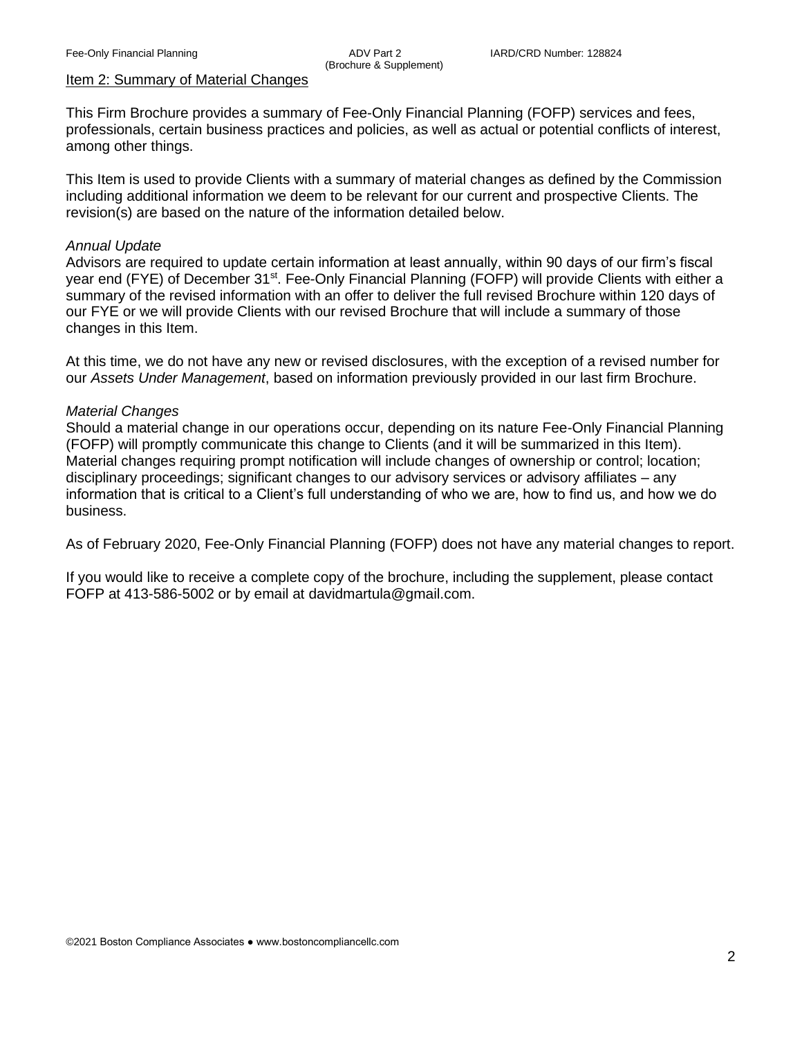## Item 2: Summary of Material Changes

This Firm Brochure provides a summary of Fee-Only Financial Planning (FOFP) services and fees, professionals, certain business practices and policies, as well as actual or potential conflicts of interest, among other things.

This Item is used to provide Clients with a summary of material changes as defined by the Commission including additional information we deem to be relevant for our current and prospective Clients. The revision(s) are based on the nature of the information detailed below.

### *Annual Update*

Advisors are required to update certain information at least annually, within 90 days of our firm's fiscal year end (FYE) of December 31st. Fee-Only Financial Planning (FOFP) will provide Clients with either a summary of the revised information with an offer to deliver the full revised Brochure within 120 days of our FYE or we will provide Clients with our revised Brochure that will include a summary of those changes in this Item.

At this time, we do not have any new or revised disclosures, with the exception of a revised number for our *Assets Under Management*, based on information previously provided in our last firm Brochure.

### *Material Changes*

Should a material change in our operations occur, depending on its nature Fee-Only Financial Planning (FOFP) will promptly communicate this change to Clients (and it will be summarized in this Item). Material changes requiring prompt notification will include changes of ownership or control; location; disciplinary proceedings; significant changes to our advisory services or advisory affiliates – any information that is critical to a Client's full understanding of who we are, how to find us, and how we do business.

As of February 2020, Fee-Only Financial Planning (FOFP) does not have any material changes to report.

If you would like to receive a complete copy of the brochure, including the supplement, please contact FOFP at 413-586-5002 or by email at davidmartula@gmail.com.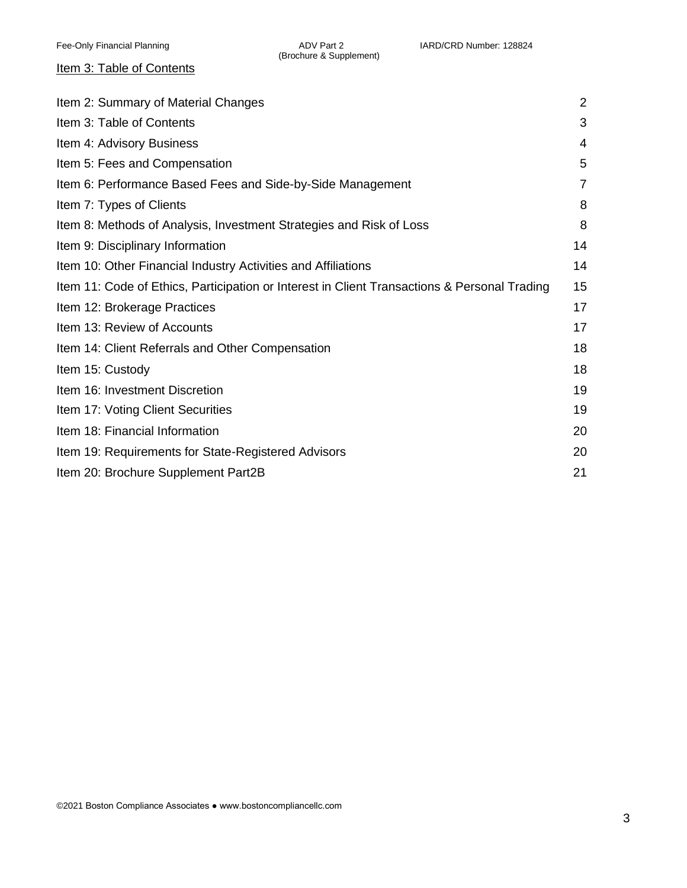## Item 3: Table of Contents

| | |
|---|---|
| Item 2: Summary of Material Changes | 2 |
| Item 3: Table of Contents | 3 |
| Item 4: Advisory Business | 4 |
| Item 5: Fees and Compensation | 5 |
| Item 6: Performance Based Fees and Side-by-Side Management | 7 |
| Item 7: Types of Clients | 8 |
| Item 8: Methods of Analysis, Investment Strategies and Risk of Loss | 8 |
| Item 9: Disciplinary Information | 14 |
| Item 10: Other Financial Industry Activities and Affiliations | 14 |
| Item 11: Code of Ethics, Participation or Interest in Client Transactions & Personal Trading | 15 |
| Item 12: Brokerage Practices | 17 |
| Item 13: Review of Accounts | 17 |
| Item 14: Client Referrals and Other Compensation | 18 |
| Item 15: Custody | 18 |
| Item 16: Investment Discretion | 19 |
| Item 17: Voting Client Securities | 19 |
| Item 18: Financial Information | 20 |
| Item 19: Requirements for State-Registered Advisors | 20 |
| Item 20: Brochure Supplement Part2B | 21 |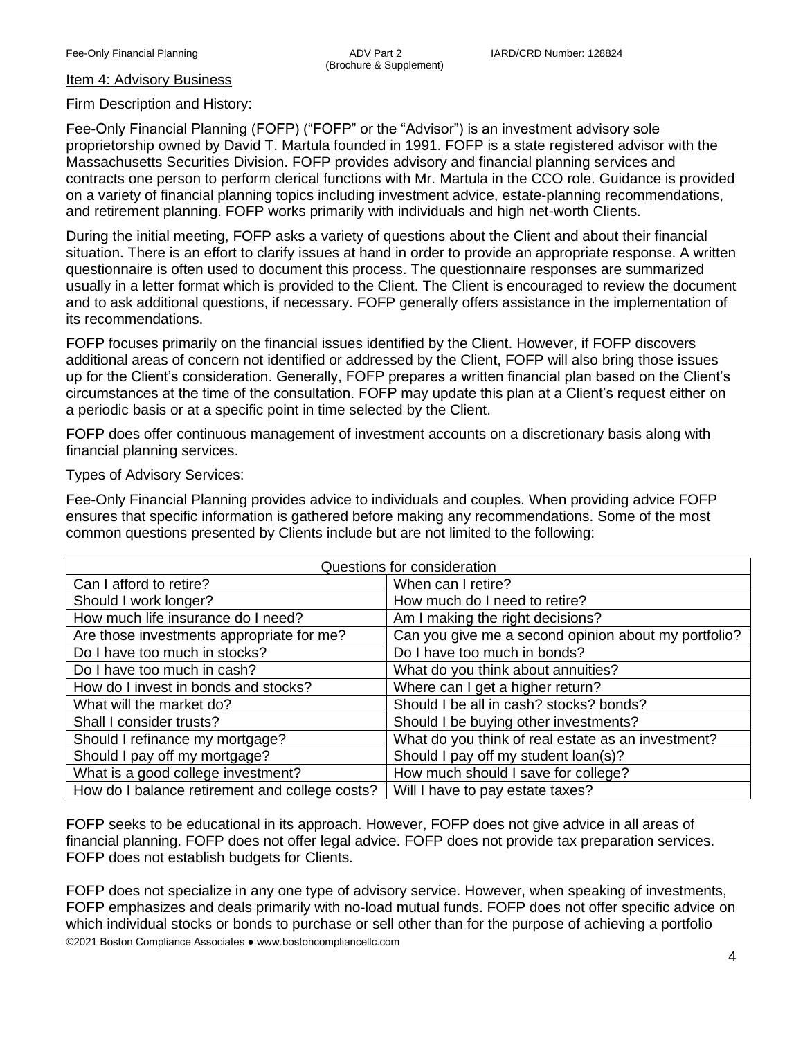## Item 4: Advisory Business

Firm Description and History:

Fee-Only Financial Planning (FOFP) ("FOFP" or the "Advisor") is an investment advisory sole proprietorship owned by David T. Martula founded in 1991. FOFP is a state registered advisor with the Massachusetts Securities Division. FOFP provides advisory and financial planning services and contracts one person to perform clerical functions with Mr. Martula in the CCO role. Guidance is provided on a variety of financial planning topics including investment advice, estate-planning recommendations, and retirement planning. FOFP works primarily with individuals and high net-worth Clients.

During the initial meeting, FOFP asks a variety of questions about the Client and about their financial situation. There is an effort to clarify issues at hand in order to provide an appropriate response. A written questionnaire is often used to document this process. The questionnaire responses are summarized usually in a letter format which is provided to the Client. The Client is encouraged to review the document and to ask additional questions, if necessary. FOFP generally offers assistance in the implementation of its recommendations.

FOFP focuses primarily on the financial issues identified by the Client. However, if FOFP discovers additional areas of concern not identified or addressed by the Client, FOFP will also bring those issues up for the Client's consideration. Generally, FOFP prepares a written financial plan based on the Client's circumstances at the time of the consultation. FOFP may update this plan at a Client's request either on a periodic basis or at a specific point in time selected by the Client.

FOFP does offer continuous management of investment accounts on a discretionary basis along with financial planning services.

Types of Advisory Services:

Fee-Only Financial Planning provides advice to individuals and couples. When providing advice FOFP ensures that specific information is gathered before making any recommendations. Some of the most common questions presented by Clients include but are not limited to the following:

| Questions for consideration | |
|---|---|
| Can I afford to retire? | When can I retire? |
| Should I work longer? | How much do I need to retire? |
| How much life insurance do I need? | Am I making the right decisions? |
| Are those investments appropriate for me? | Can you give me a second opinion about my portfolio? |
| Do I have too much in stocks? | Do I have too much in bonds? |
| Do I have too much in cash? | What do you think about annuities? |
| How do I invest in bonds and stocks? | Where can I get a higher return? |
| What will the market do? | Should I be all in cash? stocks? bonds? |
| Shall I consider trusts? | Should I be buying other investments? |
| Should I refinance my mortgage? | What do you think of real estate as an investment? |
| Should I pay off my mortgage? | Should I pay off my student loan(s)? |
| What is a good college investment? | How much should I save for college? |
| How do I balance retirement and college costs? | Will I have to pay estate taxes? |

FOFP seeks to be educational in its approach. However, FOFP does not give advice in all areas of financial planning. FOFP does not offer legal advice. FOFP does not provide tax preparation services. FOFP does not establish budgets for Clients.

FOFP does not specialize in any one type of advisory service. However, when speaking of investments, FOFP emphasizes and deals primarily with no-load mutual funds. FOFP does not offer specific advice on which individual stocks or bonds to purchase or sell other than for the purpose of achieving a portfolio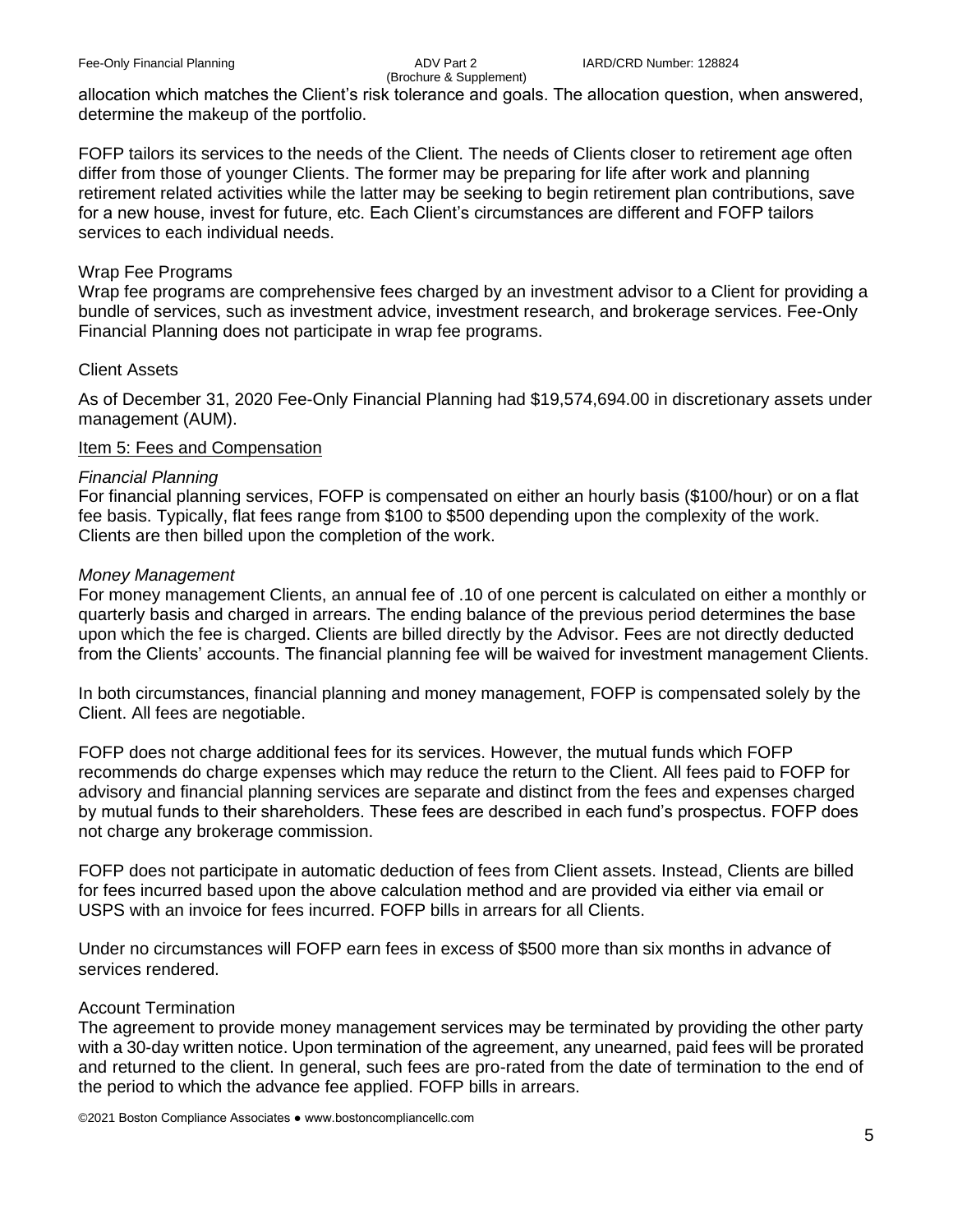allocation which matches the Client's risk tolerance and goals. The allocation question, when answered, determine the makeup of the portfolio.

FOFP tailors its services to the needs of the Client. The needs of Clients closer to retirement age often differ from those of younger Clients. The former may be preparing for life after work and planning retirement related activities while the latter may be seeking to begin retirement plan contributions, save for a new house, invest for future, etc. Each Client's circumstances are different and FOFP tailors services to each individual needs.

Wrap Fee Programs

Wrap fee programs are comprehensive fees charged by an investment advisor to a Client for providing a bundle of services, such as investment advice, investment research, and brokerage services. Fee-Only Financial Planning does not participate in wrap fee programs.

Client Assets

As of December 31, 2020 Fee-Only Financial Planning had $19,574,694.00 in discretionary assets under management (AUM).

## Item 5: Fees and Compensation

*Financial Planning*

For financial planning services, FOFP is compensated on either an hourly basis ($100/hour) or on a flat fee basis. Typically, flat fees range from $100 to $500 depending upon the complexity of the work. Clients are then billed upon the completion of the work.

*Money Management*

For money management Clients, an annual fee of .10 of one percent is calculated on either a monthly or quarterly basis and charged in arrears. The ending balance of the previous period determines the base upon which the fee is charged. Clients are billed directly by the Advisor. Fees are not directly deducted from the Clients' accounts. The financial planning fee will be waived for investment management Clients.

In both circumstances, financial planning and money management, FOFP is compensated solely by the Client. All fees are negotiable.

FOFP does not charge additional fees for its services. However, the mutual funds which FOFP recommends do charge expenses which may reduce the return to the Client. All fees paid to FOFP for advisory and financial planning services are separate and distinct from the fees and expenses charged by mutual funds to their shareholders. These fees are described in each fund's prospectus. FOFP does not charge any brokerage commission.

FOFP does not participate in automatic deduction of fees from Client assets. Instead, Clients are billed for fees incurred based upon the above calculation method and are provided via either via email or USPS with an invoice for fees incurred. FOFP bills in arrears for all Clients.

Under no circumstances will FOFP earn fees in excess of $500 more than six months in advance of services rendered.

Account Termination

The agreement to provide money management services may be terminated by providing the other party with a 30-day written notice. Upon termination of the agreement, any unearned, paid fees will be prorated and returned to the client. In general, such fees are pro-rated from the date of termination to the end of the period to which the advance fee applied. FOFP bills in arrears.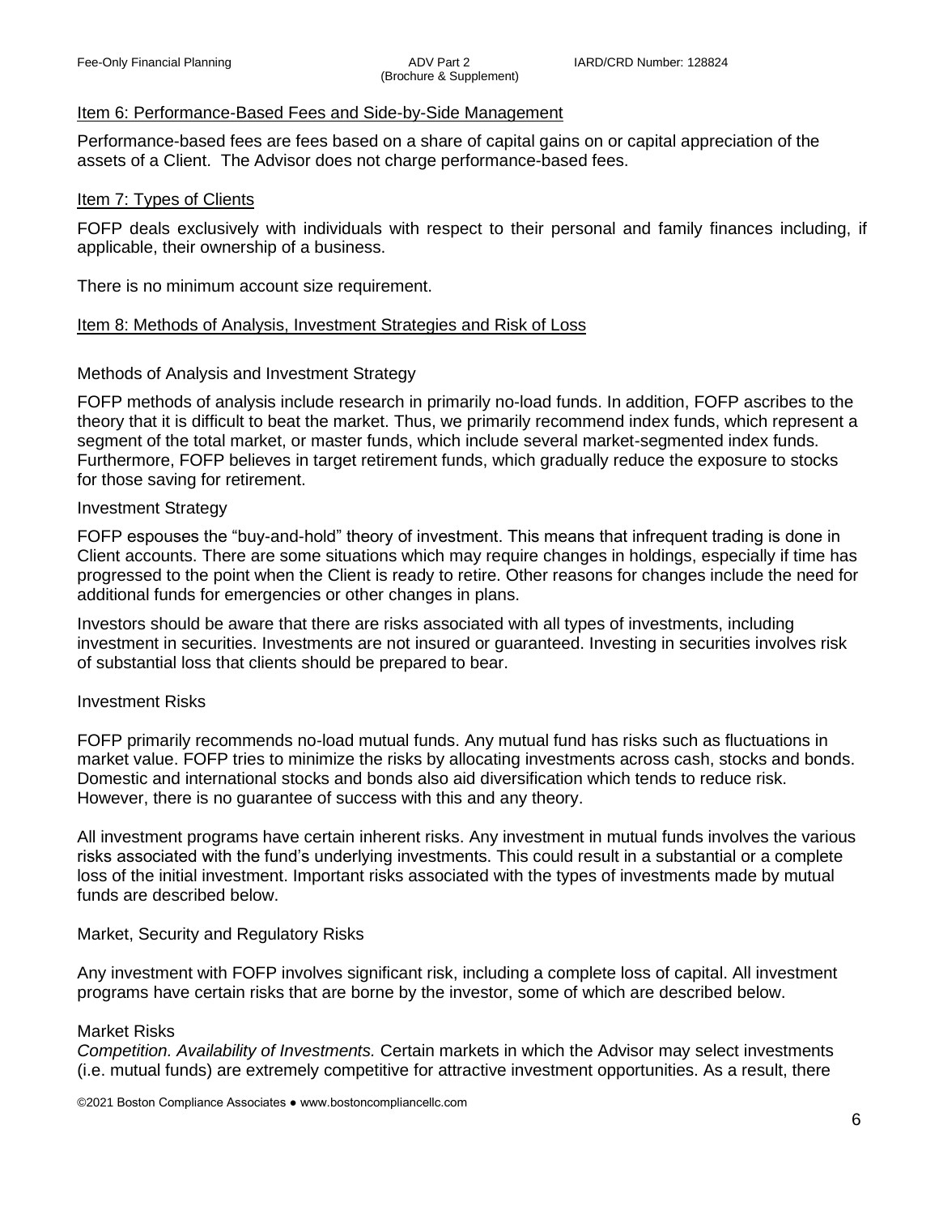## Item 6: Performance-Based Fees and Side-by-Side Management

Performance-based fees are fees based on a share of capital gains on or capital appreciation of the assets of a Client. The Advisor does not charge performance-based fees.

## Item 7: Types of Clients

FOFP deals exclusively with individuals with respect to their personal and family finances including, if applicable, their ownership of a business.

There is no minimum account size requirement.

## Item 8: Methods of Analysis, Investment Strategies and Risk of Loss

### Methods of Analysis and Investment Strategy

FOFP methods of analysis include research in primarily no-load funds. In addition, FOFP ascribes to the theory that it is difficult to beat the market. Thus, we primarily recommend index funds, which represent a segment of the total market, or master funds, which include several market-segmented index funds. Furthermore, FOFP believes in target retirement funds, which gradually reduce the exposure to stocks for those saving for retirement.

### Investment Strategy

FOFP espouses the "buy-and-hold" theory of investment. This means that infrequent trading is done in Client accounts. There are some situations which may require changes in holdings, especially if time has progressed to the point when the Client is ready to retire. Other reasons for changes include the need for additional funds for emergencies or other changes in plans.

Investors should be aware that there are risks associated with all types of investments, including investment in securities. Investments are not insured or guaranteed. Investing in securities involves risk of substantial loss that clients should be prepared to bear.

### Investment Risks

FOFP primarily recommends no-load mutual funds. Any mutual fund has risks such as fluctuations in market value. FOFP tries to minimize the risks by allocating investments across cash, stocks and bonds. Domestic and international stocks and bonds also aid diversification which tends to reduce risk. However, there is no guarantee of success with this and any theory.

All investment programs have certain inherent risks. Any investment in mutual funds involves the various risks associated with the fund's underlying investments. This could result in a substantial or a complete loss of the initial investment. Important risks associated with the types of investments made by mutual funds are described below.

### Market, Security and Regulatory Risks

Any investment with FOFP involves significant risk, including a complete loss of capital. All investment programs have certain risks that are borne by the investor, some of which are described below.

### Market Risks

*Competition. Availability of Investments.* Certain markets in which the Advisor may select investments (i.e. mutual funds) are extremely competitive for attractive investment opportunities. As a result, there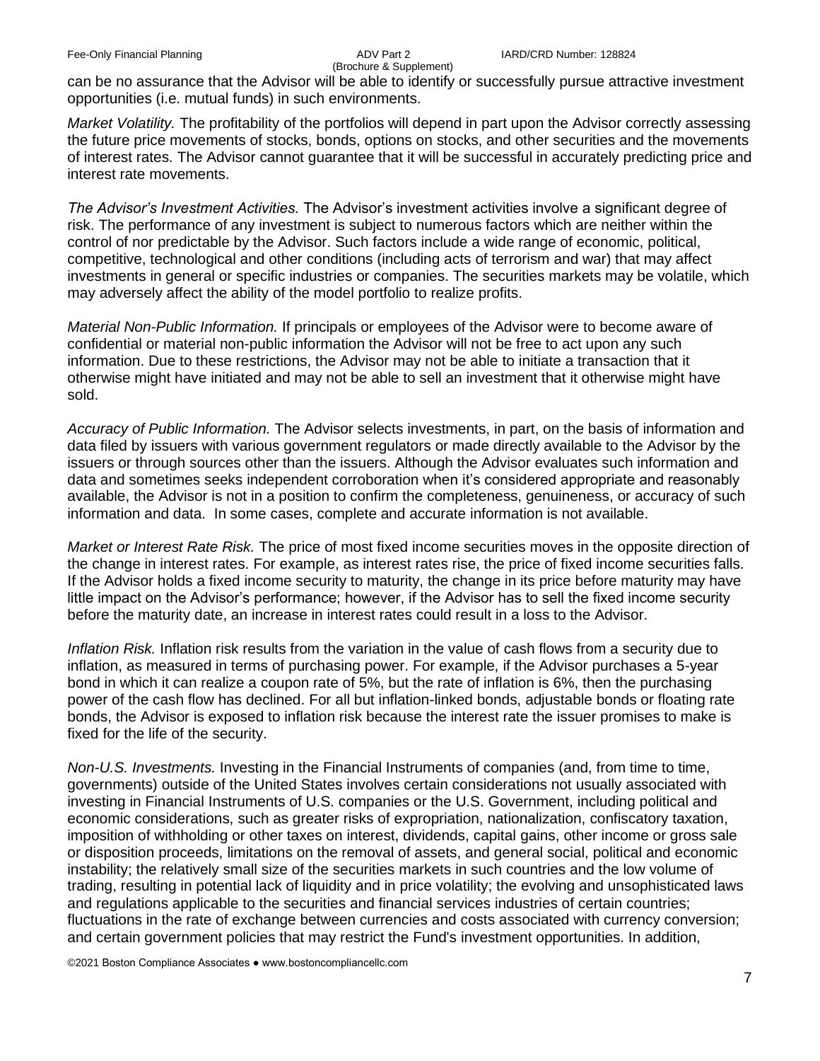can be no assurance that the Advisor will be able to identify or successfully pursue attractive investment opportunities (i.e. mutual funds) in such environments.

*Market Volatility.* The profitability of the portfolios will depend in part upon the Advisor correctly assessing the future price movements of stocks, bonds, options on stocks, and other securities and the movements of interest rates. The Advisor cannot guarantee that it will be successful in accurately predicting price and interest rate movements.

*The Advisor's Investment Activities.* The Advisor's investment activities involve a significant degree of risk. The performance of any investment is subject to numerous factors which are neither within the control of nor predictable by the Advisor. Such factors include a wide range of economic, political, competitive, technological and other conditions (including acts of terrorism and war) that may affect investments in general or specific industries or companies. The securities markets may be volatile, which may adversely affect the ability of the model portfolio to realize profits.

*Material Non-Public Information.* If principals or employees of the Advisor were to become aware of confidential or material non-public information the Advisor will not be free to act upon any such information. Due to these restrictions, the Advisor may not be able to initiate a transaction that it otherwise might have initiated and may not be able to sell an investment that it otherwise might have sold.

*Accuracy of Public Information.* The Advisor selects investments, in part, on the basis of information and data filed by issuers with various government regulators or made directly available to the Advisor by the issuers or through sources other than the issuers. Although the Advisor evaluates such information and data and sometimes seeks independent corroboration when it's considered appropriate and reasonably available, the Advisor is not in a position to confirm the completeness, genuineness, or accuracy of such information and data. In some cases, complete and accurate information is not available.

*Market or Interest Rate Risk.* The price of most fixed income securities moves in the opposite direction of the change in interest rates. For example, as interest rates rise, the price of fixed income securities falls. If the Advisor holds a fixed income security to maturity, the change in its price before maturity may have little impact on the Advisor's performance; however, if the Advisor has to sell the fixed income security before the maturity date, an increase in interest rates could result in a loss to the Advisor.

*Inflation Risk.* Inflation risk results from the variation in the value of cash flows from a security due to inflation, as measured in terms of purchasing power. For example, if the Advisor purchases a 5-year bond in which it can realize a coupon rate of 5%, but the rate of inflation is 6%, then the purchasing power of the cash flow has declined. For all but inflation-linked bonds, adjustable bonds or floating rate bonds, the Advisor is exposed to inflation risk because the interest rate the issuer promises to make is fixed for the life of the security.

*Non-U.S. Investments.* Investing in the Financial Instruments of companies (and, from time to time, governments) outside of the United States involves certain considerations not usually associated with investing in Financial Instruments of U.S. companies or the U.S. Government, including political and economic considerations, such as greater risks of expropriation, nationalization, confiscatory taxation, imposition of withholding or other taxes on interest, dividends, capital gains, other income or gross sale or disposition proceeds, limitations on the removal of assets, and general social, political and economic instability; the relatively small size of the securities markets in such countries and the low volume of trading, resulting in potential lack of liquidity and in price volatility; the evolving and unsophisticated laws and regulations applicable to the securities and financial services industries of certain countries; fluctuations in the rate of exchange between currencies and costs associated with currency conversion; and certain government policies that may restrict the Fund's investment opportunities. In addition,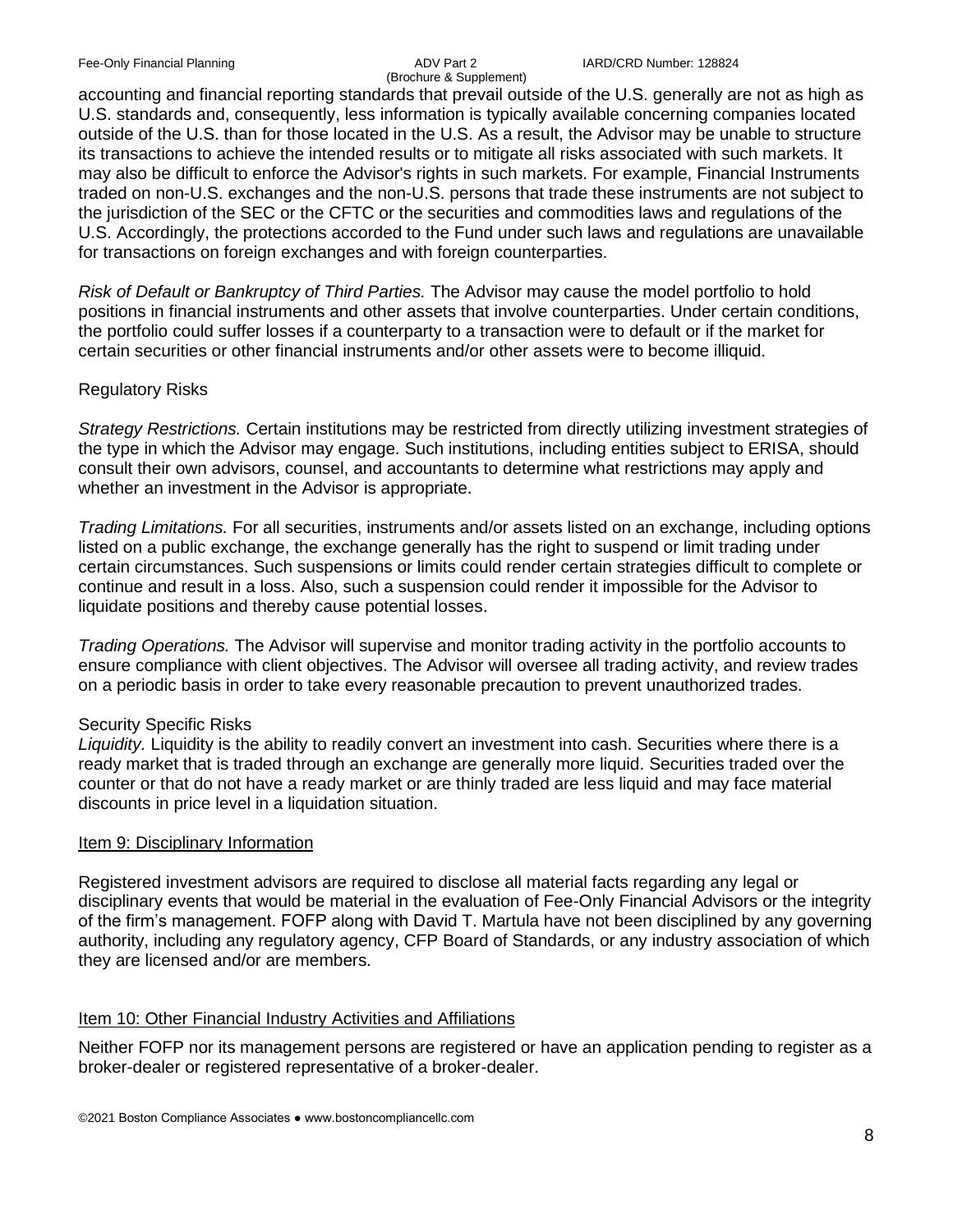accounting and financial reporting standards that prevail outside of the U.S. generally are not as high as U.S. standards and, consequently, less information is typically available concerning companies located outside of the U.S. than for those located in the U.S. As a result, the Advisor may be unable to structure its transactions to achieve the intended results or to mitigate all risks associated with such markets. It may also be difficult to enforce the Advisor's rights in such markets. For example, Financial Instruments traded on non-U.S. exchanges and the non-U.S. persons that trade these instruments are not subject to the jurisdiction of the SEC or the CFTC or the securities and commodities laws and regulations of the U.S. Accordingly, the protections accorded to the Fund under such laws and regulations are unavailable for transactions on foreign exchanges and with foreign counterparties.

*Risk of Default or Bankruptcy of Third Parties.* The Advisor may cause the model portfolio to hold positions in financial instruments and other assets that involve counterparties. Under certain conditions, the portfolio could suffer losses if a counterparty to a transaction were to default or if the market for certain securities or other financial instruments and/or other assets were to become illiquid.

Regulatory Risks

*Strategy Restrictions.* Certain institutions may be restricted from directly utilizing investment strategies of the type in which the Advisor may engage. Such institutions, including entities subject to ERISA, should consult their own advisors, counsel, and accountants to determine what restrictions may apply and whether an investment in the Advisor is appropriate.

*Trading Limitations.* For all securities, instruments and/or assets listed on an exchange, including options listed on a public exchange, the exchange generally has the right to suspend or limit trading under certain circumstances. Such suspensions or limits could render certain strategies difficult to complete or continue and result in a loss. Also, such a suspension could render it impossible for the Advisor to liquidate positions and thereby cause potential losses.

*Trading Operations.* The Advisor will supervise and monitor trading activity in the portfolio accounts to ensure compliance with client objectives. The Advisor will oversee all trading activity, and review trades on a periodic basis in order to take every reasonable precaution to prevent unauthorized trades.

Security Specific Risks

*Liquidity.* Liquidity is the ability to readily convert an investment into cash. Securities where there is a ready market that is traded through an exchange are generally more liquid. Securities traded over the counter or that do not have a ready market or are thinly traded are less liquid and may face material discounts in price level in a liquidation situation.

## Item 9: Disciplinary Information

Registered investment advisors are required to disclose all material facts regarding any legal or disciplinary events that would be material in the evaluation of Fee-Only Financial Advisors or the integrity of the firm's management. FOFP along with David T. Martula have not been disciplined by any governing authority, including any regulatory agency, CFP Board of Standards, or any industry association of which they are licensed and/or are members.

## Item 10: Other Financial Industry Activities and Affiliations

Neither FOFP nor its management persons are registered or have an application pending to register as a broker-dealer or registered representative of a broker-dealer.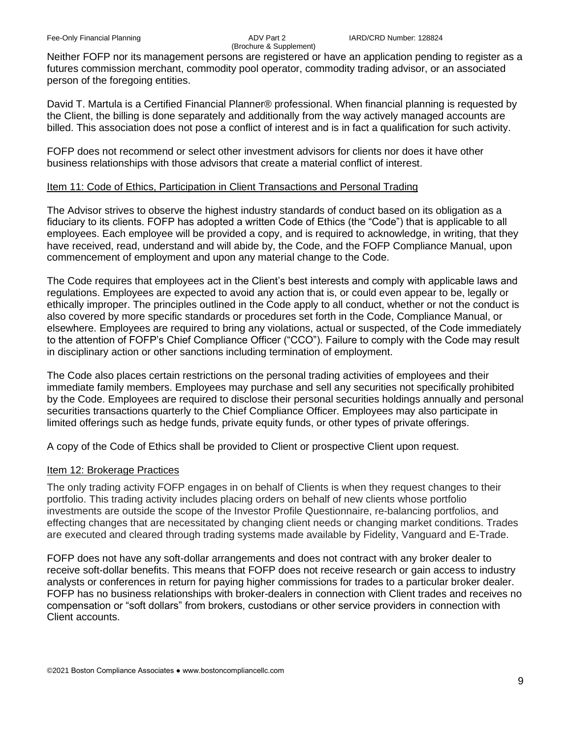Neither FOFP nor its management persons are registered or have an application pending to register as a futures commission merchant, commodity pool operator, commodity trading advisor, or an associated person of the foregoing entities.

David T. Martula is a Certified Financial Planner® professional. When financial planning is requested by the Client, the billing is done separately and additionally from the way actively managed accounts are billed. This association does not pose a conflict of interest and is in fact a qualification for such activity.

FOFP does not recommend or select other investment advisors for clients nor does it have other business relationships with those advisors that create a material conflict of interest.

## Item 11: Code of Ethics, Participation in Client Transactions and Personal Trading

The Advisor strives to observe the highest industry standards of conduct based on its obligation as a fiduciary to its clients. FOFP has adopted a written Code of Ethics (the "Code") that is applicable to all employees. Each employee will be provided a copy, and is required to acknowledge, in writing, that they have received, read, understand and will abide by, the Code, and the FOFP Compliance Manual, upon commencement of employment and upon any material change to the Code.

The Code requires that employees act in the Client's best interests and comply with applicable laws and regulations. Employees are expected to avoid any action that is, or could even appear to be, legally or ethically improper. The principles outlined in the Code apply to all conduct, whether or not the conduct is also covered by more specific standards or procedures set forth in the Code, Compliance Manual, or elsewhere. Employees are required to bring any violations, actual or suspected, of the Code immediately to the attention of FOFP's Chief Compliance Officer ("CCO"). Failure to comply with the Code may result in disciplinary action or other sanctions including termination of employment.

The Code also places certain restrictions on the personal trading activities of employees and their immediate family members. Employees may purchase and sell any securities not specifically prohibited by the Code. Employees are required to disclose their personal securities holdings annually and personal securities transactions quarterly to the Chief Compliance Officer. Employees may also participate in limited offerings such as hedge funds, private equity funds, or other types of private offerings.

A copy of the Code of Ethics shall be provided to Client or prospective Client upon request.

## Item 12: Brokerage Practices

The only trading activity FOFP engages in on behalf of Clients is when they request changes to their portfolio. This trading activity includes placing orders on behalf of new clients whose portfolio investments are outside the scope of the Investor Profile Questionnaire, re-balancing portfolios, and effecting changes that are necessitated by changing client needs or changing market conditions. Trades are executed and cleared through trading systems made available by Fidelity, Vanguard and E-Trade.

FOFP does not have any soft-dollar arrangements and does not contract with any broker dealer to receive soft-dollar benefits. This means that FOFP does not receive research or gain access to industry analysts or conferences in return for paying higher commissions for trades to a particular broker dealer. FOFP has no business relationships with broker-dealers in connection with Client trades and receives no compensation or "soft dollars" from brokers, custodians or other service providers in connection with Client accounts.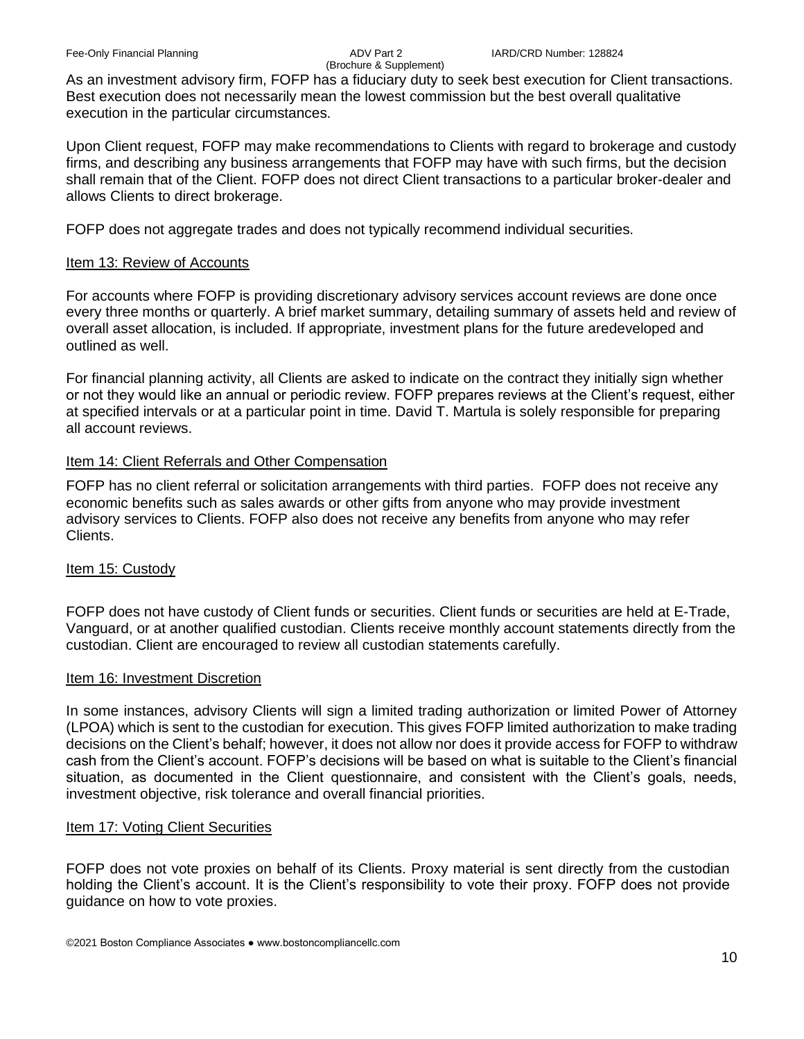As an investment advisory firm, FOFP has a fiduciary duty to seek best execution for Client transactions. Best execution does not necessarily mean the lowest commission but the best overall qualitative execution in the particular circumstances.

Upon Client request, FOFP may make recommendations to Clients with regard to brokerage and custody firms, and describing any business arrangements that FOFP may have with such firms, but the decision shall remain that of the Client. FOFP does not direct Client transactions to a particular broker-dealer and allows Clients to direct brokerage.

FOFP does not aggregate trades and does not typically recommend individual securities.

## Item 13: Review of Accounts

For accounts where FOFP is providing discretionary advisory services account reviews are done once every three months or quarterly. A brief market summary, detailing summary of assets held and review of overall asset allocation, is included. If appropriate, investment plans for the future aredeveloped and outlined as well.

For financial planning activity, all Clients are asked to indicate on the contract they initially sign whether or not they would like an annual or periodic review. FOFP prepares reviews at the Client's request, either at specified intervals or at a particular point in time. David T. Martula is solely responsible for preparing all account reviews.

## Item 14: Client Referrals and Other Compensation

FOFP has no client referral or solicitation arrangements with third parties. FOFP does not receive any economic benefits such as sales awards or other gifts from anyone who may provide investment advisory services to Clients. FOFP also does not receive any benefits from anyone who may refer Clients.

## Item 15: Custody

FOFP does not have custody of Client funds or securities. Client funds or securities are held at E-Trade, Vanguard, or at another qualified custodian. Clients receive monthly account statements directly from the custodian. Client are encouraged to review all custodian statements carefully.

## Item 16: Investment Discretion

In some instances, advisory Clients will sign a limited trading authorization or limited Power of Attorney (LPOA) which is sent to the custodian for execution. This gives FOFP limited authorization to make trading decisions on the Client's behalf; however, it does not allow nor does it provide access for FOFP to withdraw cash from the Client's account. FOFP's decisions will be based on what is suitable to the Client's financial situation, as documented in the Client questionnaire, and consistent with the Client's goals, needs, investment objective, risk tolerance and overall financial priorities.

## Item 17: Voting Client Securities

FOFP does not vote proxies on behalf of its Clients. Proxy material is sent directly from the custodian holding the Client's account. It is the Client's responsibility to vote their proxy. FOFP does not provide guidance on how to vote proxies.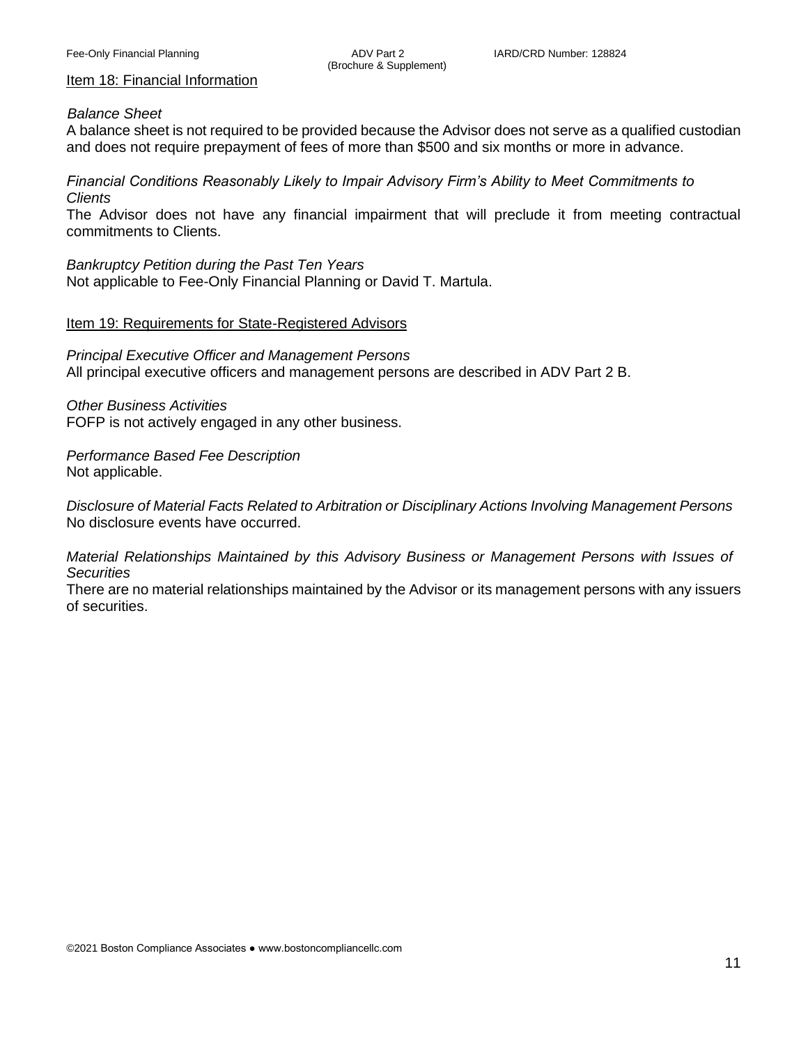## Item 18: Financial Information

*Balance Sheet*

A balance sheet is not required to be provided because the Advisor does not serve as a qualified custodian and does not require prepayment of fees of more than $500 and six months or more in advance.

*Financial Conditions Reasonably Likely to Impair Advisory Firm's Ability to Meet Commitments to Clients*

The Advisor does not have any financial impairment that will preclude it from meeting contractual commitments to Clients.

*Bankruptcy Petition during the Past Ten Years*

Not applicable to Fee-Only Financial Planning or David T. Martula.

## Item 19: Requirements for State-Registered Advisors

*Principal Executive Officer and Management Persons*

All principal executive officers and management persons are described in ADV Part 2 B.

*Other Business Activities*

FOFP is not actively engaged in any other business.

*Performance Based Fee Description*

Not applicable.

*Disclosure of Material Facts Related to Arbitration or Disciplinary Actions Involving Management Persons*

No disclosure events have occurred.

*Material Relationships Maintained by this Advisory Business or Management Persons with Issues of Securities*

There are no material relationships maintained by the Advisor or its management persons with any issuers of securities.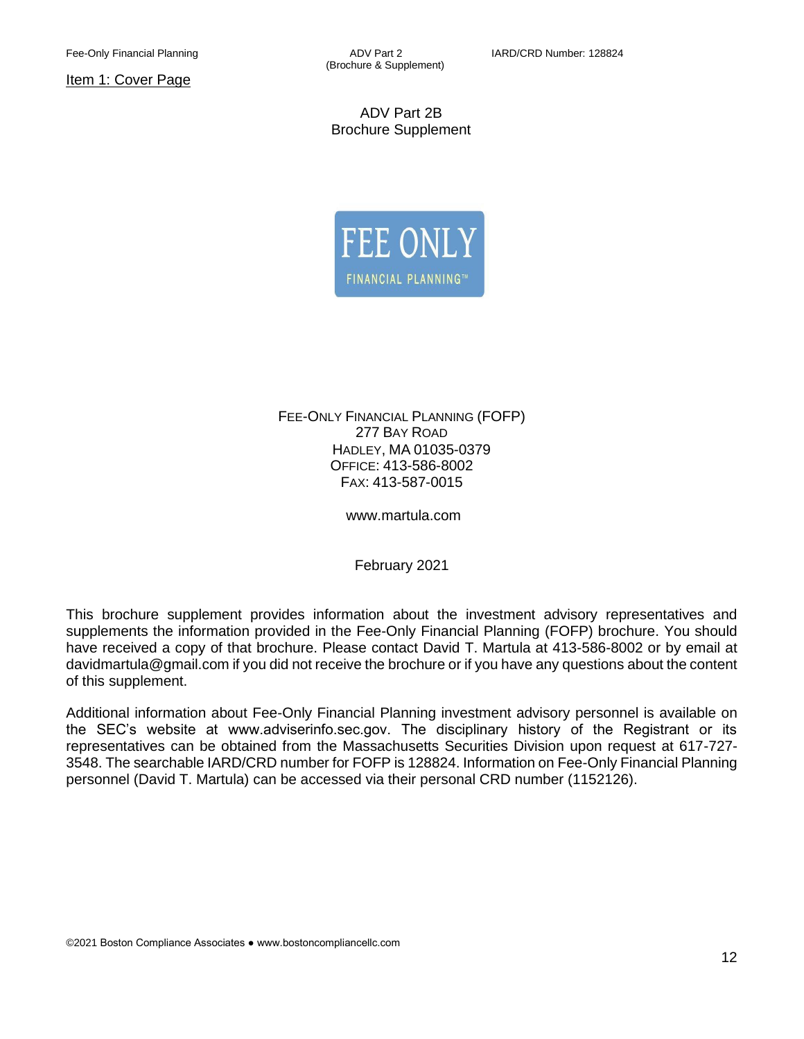## Item 1: Cover Page

ADV Part 2B
Brochure Supplement

FEE ONLY
FINANCIAL PLANNING™

FEE-ONLY FINANCIAL PLANNING (FOFP)
277 BAY ROAD
HADLEY, MA 01035-0379
OFFICE: 413-586-8002
FAX: 413-587-0015

www.martula.com

February 2021

This brochure supplement provides information about the investment advisory representatives and supplements the information provided in the Fee-Only Financial Planning (FOFP) brochure. You should have received a copy of that brochure. Please contact David T. Martula at 413-586-8002 or by email at davidmartula@gmail.com if you did not receive the brochure or if you have any questions about the content of this supplement.

Additional information about Fee-Only Financial Planning investment advisory personnel is available on the SEC's website at www.adviserinfo.sec.gov. The disciplinary history of the Registrant or its representatives can be obtained from the Massachusetts Securities Division upon request at 617-727-3548. The searchable IARD/CRD number for FOFP is 128824. Information on Fee-Only Financial Planning personnel (David T. Martula) can be accessed via their personal CRD number (1152126).

©2021 Boston Compliance Associates ● www.bostoncompliancellc.com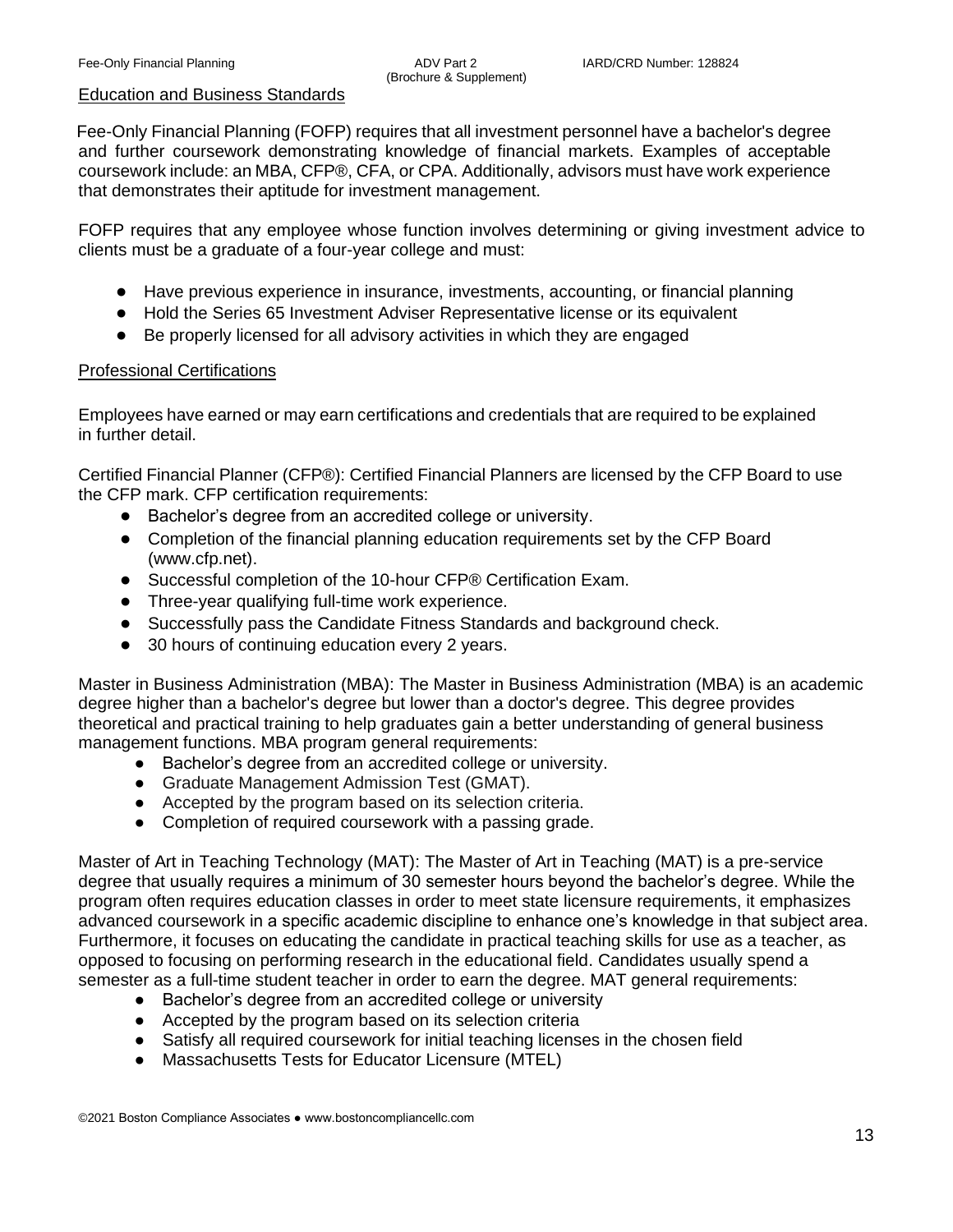## Education and Business Standards

Fee-Only Financial Planning (FOFP) requires that all investment personnel have a bachelor's degree and further coursework demonstrating knowledge of financial markets. Examples of acceptable coursework include: an MBA, CFP®, CFA, or CPA. Additionally, advisors must have work experience that demonstrates their aptitude for investment management.

FOFP requires that any employee whose function involves determining or giving investment advice to clients must be a graduate of a four-year college and must:

- Have previous experience in insurance, investments, accounting, or financial planning
- Hold the Series 65 Investment Adviser Representative license or its equivalent
- Be properly licensed for all advisory activities in which they are engaged

## Professional Certifications

Employees have earned or may earn certifications and credentials that are required to be explained in further detail.

Certified Financial Planner (CFP®): Certified Financial Planners are licensed by the CFP Board to use the CFP mark. CFP certification requirements:

- Bachelor's degree from an accredited college or university.
- Completion of the financial planning education requirements set by the CFP Board (www.cfp.net).
- Successful completion of the 10-hour CFP® Certification Exam.
- Three-year qualifying full-time work experience.
- Successfully pass the Candidate Fitness Standards and background check.
- 30 hours of continuing education every 2 years.

Master in Business Administration (MBA): The Master in Business Administration (MBA) is an academic degree higher than a bachelor's degree but lower than a doctor's degree. This degree provides theoretical and practical training to help graduates gain a better understanding of general business management functions. MBA program general requirements:

- Bachelor's degree from an accredited college or university.
- Graduate Management Admission Test (GMAT).
- Accepted by the program based on its selection criteria.
- Completion of required coursework with a passing grade.

Master of Art in Teaching Technology (MAT): The Master of Art in Teaching (MAT) is a pre-service degree that usually requires a minimum of 30 semester hours beyond the bachelor's degree. While the program often requires education classes in order to meet state licensure requirements, it emphasizes advanced coursework in a specific academic discipline to enhance one's knowledge in that subject area. Furthermore, it focuses on educating the candidate in practical teaching skills for use as a teacher, as opposed to focusing on performing research in the educational field. Candidates usually spend a semester as a full-time student teacher in order to earn the degree. MAT general requirements:

- Bachelor's degree from an accredited college or university
- Accepted by the program based on its selection criteria
- Satisfy all required coursework for initial teaching licenses in the chosen field
- Massachusetts Tests for Educator Licensure (MTEL)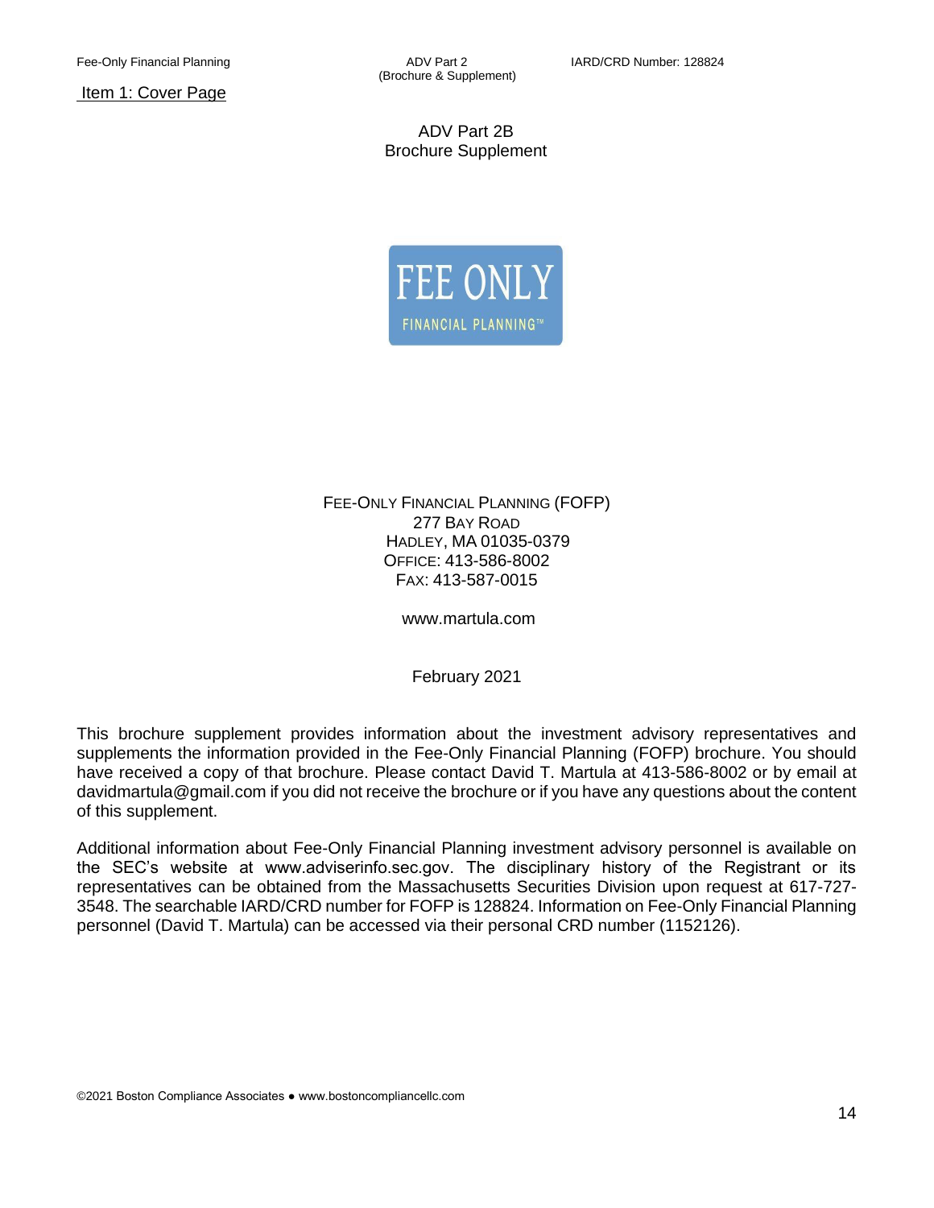## Item 1: Cover Page

# ADV Part 2B
# Brochure Supplement

FEE ONLY

FINANCIAL PLANNING™

FEE-ONLY FINANCIAL PLANNING (FOFP)
277 BAY ROAD
HADLEY, MA 01035-0379
OFFICE: 413-586-8002
FAX: 413-587-0015

www.martula.com

February 2021

This brochure supplement provides information about the investment advisory representatives and supplements the information provided in the Fee-Only Financial Planning (FOFP) brochure. You should have received a copy of that brochure. Please contact David T. Martula at 413-586-8002 or by email at davidmartula@gmail.com if you did not receive the brochure or if you have any questions about the content of this supplement.

Additional information about Fee-Only Financial Planning investment advisory personnel is available on the SEC's website at www.adviserinfo.sec.gov. The disciplinary history of the Registrant or its representatives can be obtained from the Massachusetts Securities Division upon request at 617-727-3548. The searchable IARD/CRD number for FOFP is 128824. Information on Fee-Only Financial Planning personnel (David T. Martula) can be accessed via their personal CRD number (1152126).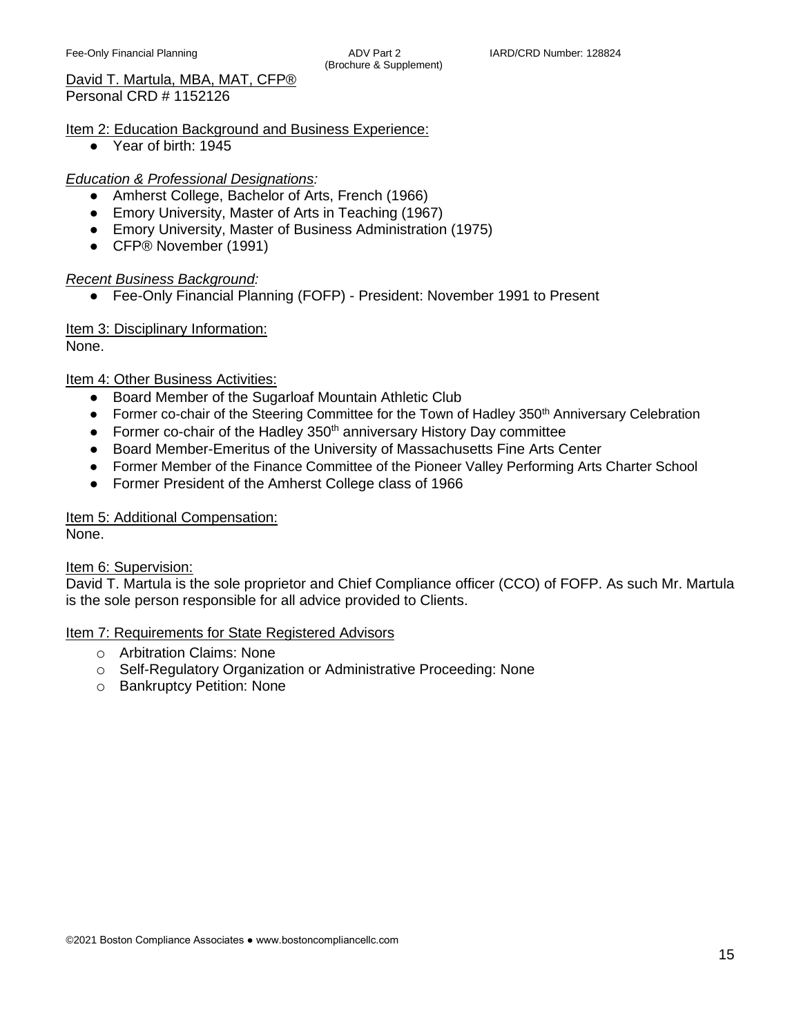David T. Martula, MBA, MAT, CFP®
Personal CRD # 1152126

Item 2: Education Background and Business Experience:

- Year of birth: 1945

*Education & Professional Designations:*

- Amherst College, Bachelor of Arts, French (1966)
- Emory University, Master of Arts in Teaching (1967)
- Emory University, Master of Business Administration (1975)
- CFP® November (1991)

*Recent Business Background:*

- Fee-Only Financial Planning (FOFP) - President: November 1991 to Present

Item 3: Disciplinary Information:
None.

Item 4: Other Business Activities:

- Board Member of the Sugarloaf Mountain Athletic Club
- Former co-chair of the Steering Committee for the Town of Hadley 350th Anniversary Celebration
- Former co-chair of the Hadley 350th anniversary History Day committee
- Board Member-Emeritus of the University of Massachusetts Fine Arts Center
- Former Member of the Finance Committee of the Pioneer Valley Performing Arts Charter School
- Former President of the Amherst College class of 1966

Item 5: Additional Compensation:
None.

Item 6: Supervision:
David T. Martula is the sole proprietor and Chief Compliance officer (CCO) of FOFP. As such Mr. Martula is the sole person responsible for all advice provided to Clients.

Item 7: Requirements for State Registered Advisors

- Arbitration Claims: None
- Self-Regulatory Organization or Administrative Proceeding: None
- Bankruptcy Petition: None

©2021 Boston Compliance Associates ● www.bostoncompliancellc.com